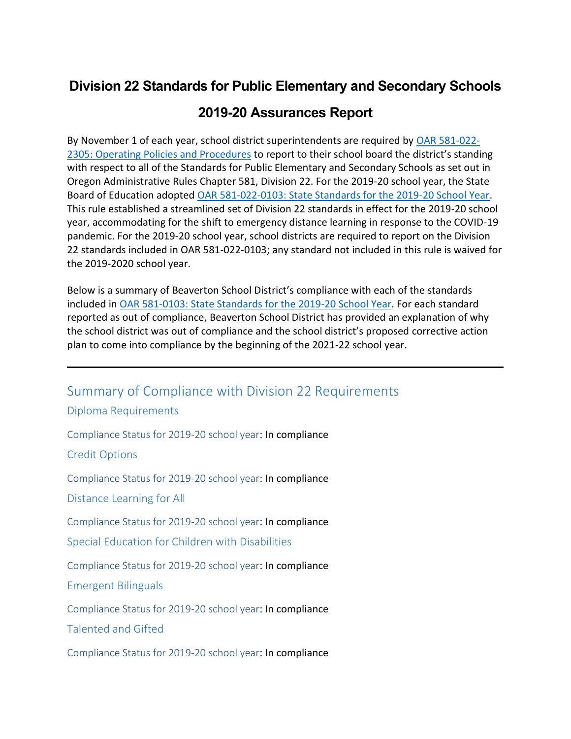# Division 22 Standards for Public Elementary and Secondary Schools

# 2019-20 Assurances Report

By November 1 of each year, school district superintendents are required by [OAR 581-022-2305: Operating Policies and Procedures]() to report to their school board the district's standing with respect to all of the Standards for Public Elementary and Secondary Schools as set out in Oregon Administrative Rules Chapter 581, Division 22. For the 2019-20 school year, the State Board of Education adopted [OAR 581-022-0103: State Standards for the 2019-20 School Year](). This rule established a streamlined set of Division 22 standards in effect for the 2019-20 school year, accommodating for the shift to emergency distance learning in response to the COVID-19 pandemic. For the 2019-20 school year, school districts are required to report on the Division 22 standards included in OAR 581-022-0103; any standard not included in this rule is waived for the 2019-2020 school year.

Below is a summary of Beaverton School District's compliance with each of the standards included in [OAR 581-0103: State Standards for the 2019-20 School Year](). For each standard reported as out of compliance, Beaverton School District has provided an explanation of why the school district was out of compliance and the school district's proposed corrective action plan to come into compliance by the beginning of the 2021-22 school year.

---

## Summary of Compliance with Division 22 Requirements

### Diploma Requirements

Compliance Status for 2019-20 school year: In compliance

### Credit Options

Compliance Status for 2019-20 school year: In compliance

### Distance Learning for All

Compliance Status for 2019-20 school year: In compliance

### Special Education for Children with Disabilities

Compliance Status for 2019-20 school year: In compliance

### Emergent Bilinguals

Compliance Status for 2019-20 school year: In compliance

### Talented and Gifted

Compliance Status for 2019-20 school year: In compliance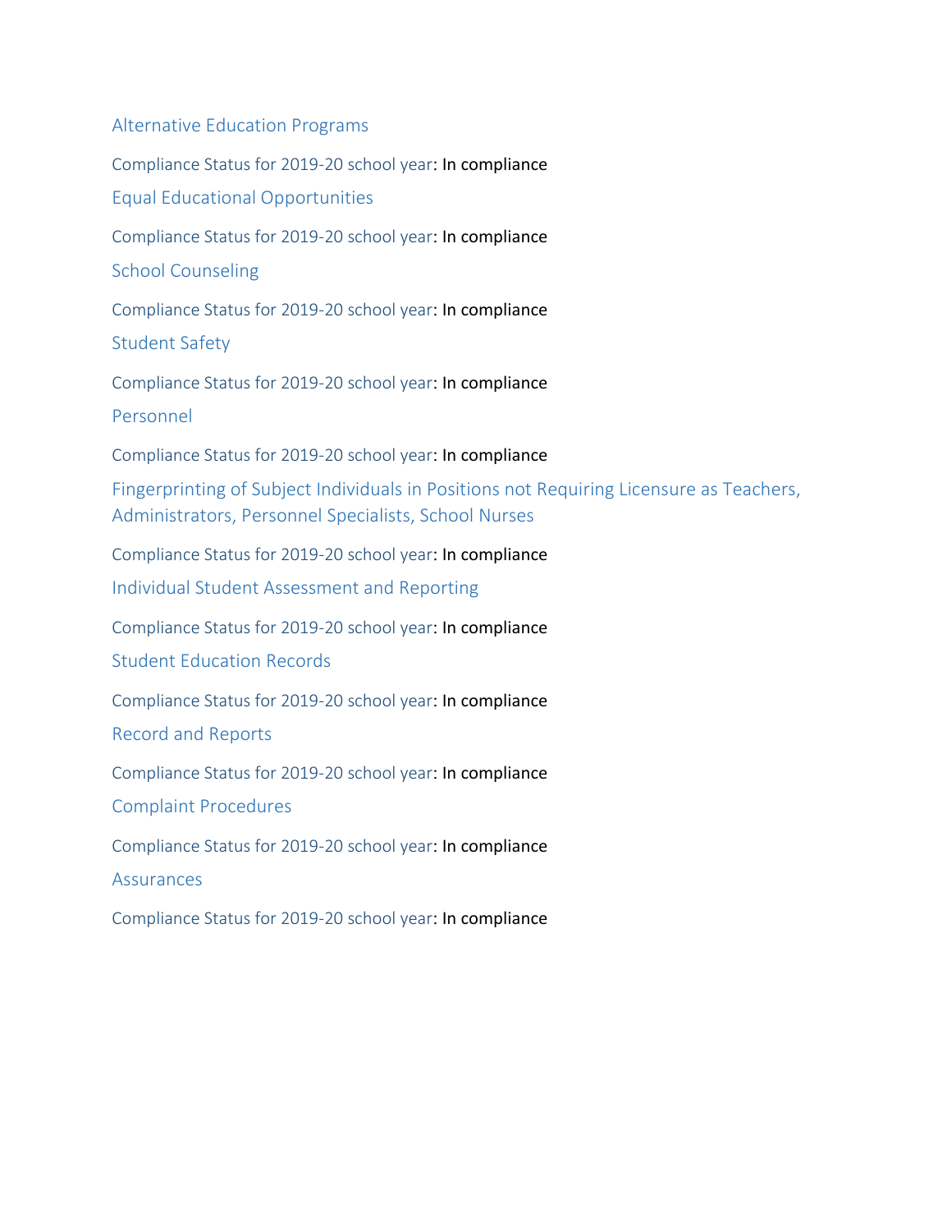### Alternative Education Programs

Compliance Status for 2019-20 school year: In compliance

### Equal Educational Opportunities

Compliance Status for 2019-20 school year: In compliance

### School Counseling

Compliance Status for 2019-20 school year: In compliance

### Student Safety

Compliance Status for 2019-20 school year: In compliance

### Personnel

Compliance Status for 2019-20 school year: In compliance

### Fingerprinting of Subject Individuals in Positions not Requiring Licensure as Teachers, Administrators, Personnel Specialists, School Nurses

Compliance Status for 2019-20 school year: In compliance

### Individual Student Assessment and Reporting

Compliance Status for 2019-20 school year: In compliance

### Student Education Records

Compliance Status for 2019-20 school year: In compliance

### Record and Reports

Compliance Status for 2019-20 school year: In compliance

### Complaint Procedures

Compliance Status for 2019-20 school year: In compliance

### Assurances

Compliance Status for 2019-20 school year: In compliance